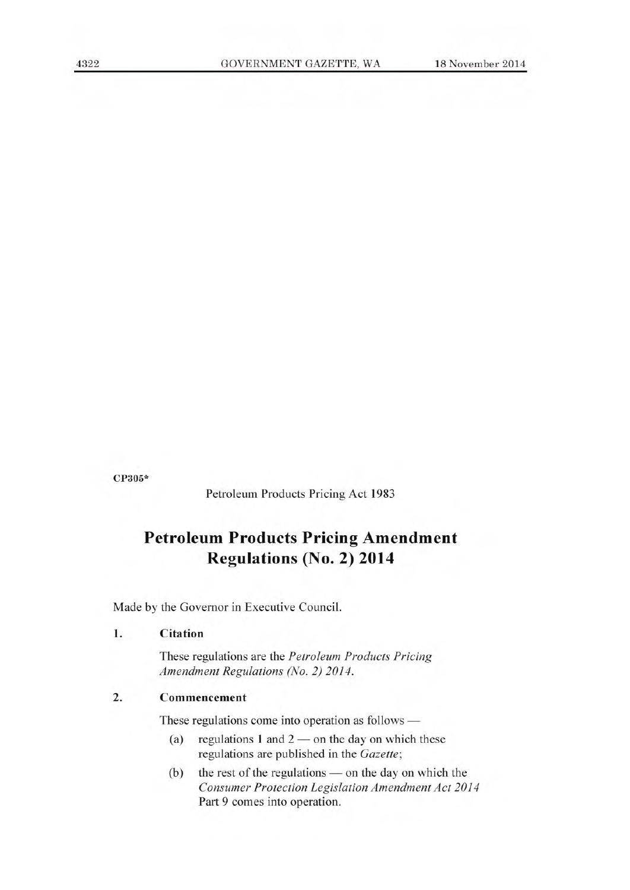CP305*

Petroleum Products Pricing Act 1983

# Petroleum Products Pricing Amendment Regulations (No. 2) 2014

Made by the Governor in Executive Council.

### 1. Citation

These regulations are the *Petroleum Products Pricing Amendment Regulations (No. 2) 2014*.

### 2. Commencement

These regulations come into operation as follows —

(a) regulations 1 and 2 — on the day on which these regulations are published in the *Gazette*;

(b) the rest of the regulations — on the day on which the *Consumer Protection Legislation Amendment Act 2014* Part 9 comes into operation.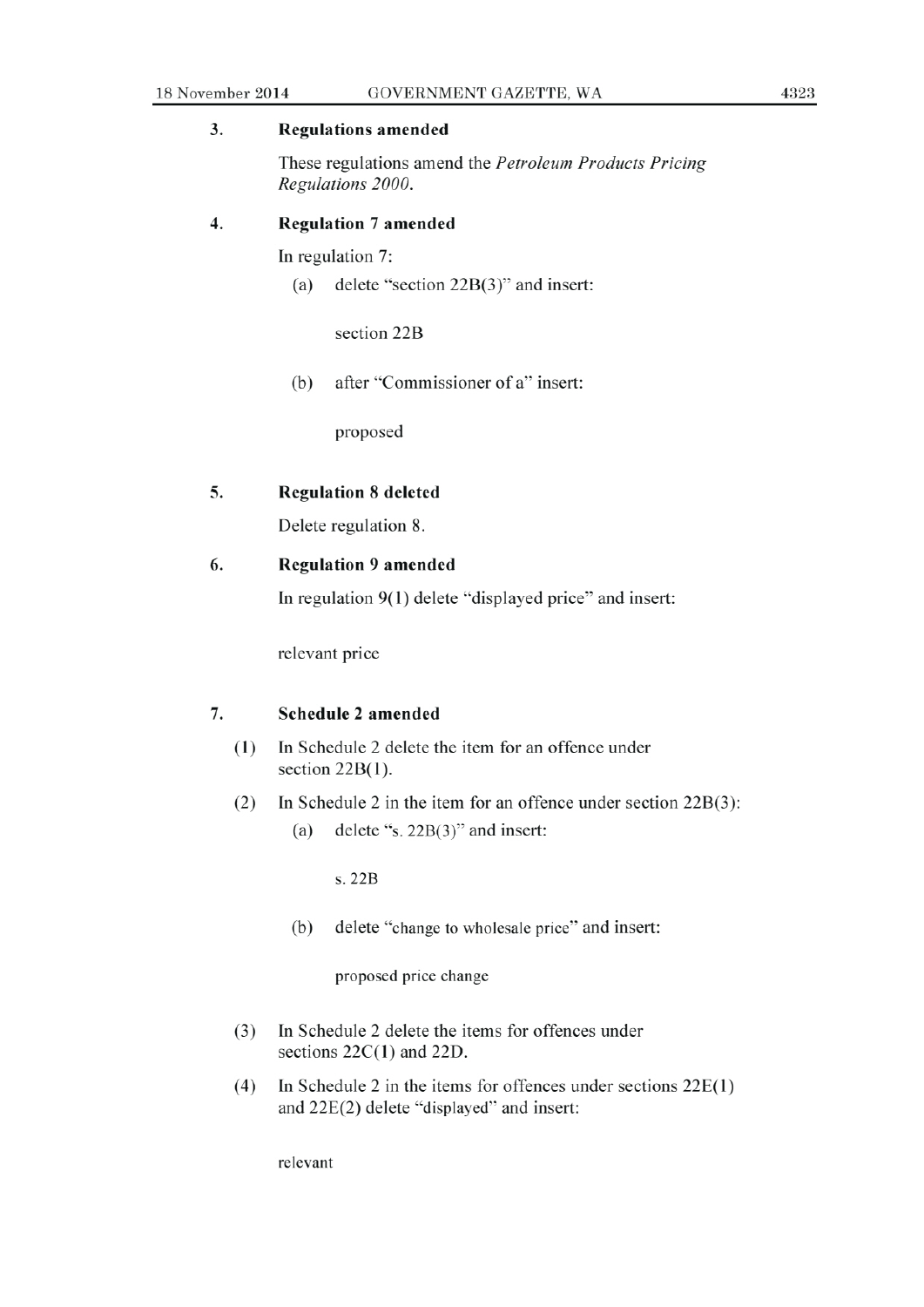### 3. Regulations amended

These regulations amend the *Petroleum Products Pricing Regulations 2000*.

### 4. Regulation 7 amended

In regulation 7:

(a) delete "section 22B(3)" and insert:

section 22B

(b) after "Commissioner of a" insert:

proposed

### 5. Regulation 8 deleted

Delete regulation 8.

### 6. Regulation 9 amended

In regulation 9(1) delete "displayed price" and insert:

relevant price

### 7. Schedule 2 amended

(1) In Schedule 2 delete the item for an offence under section 22B(1).

(2) In Schedule 2 in the item for an offence under section 22B(3):

(a) delete "s. 22B(3)" and insert:

s. 22B

(b) delete "change to wholesale price" and insert:

proposed price change

(3) In Schedule 2 delete the items for offences under sections 22C(1) and 22D.

(4) In Schedule 2 in the items for offences under sections 22E(1) and 22E(2) delete "displayed" and insert:

relevant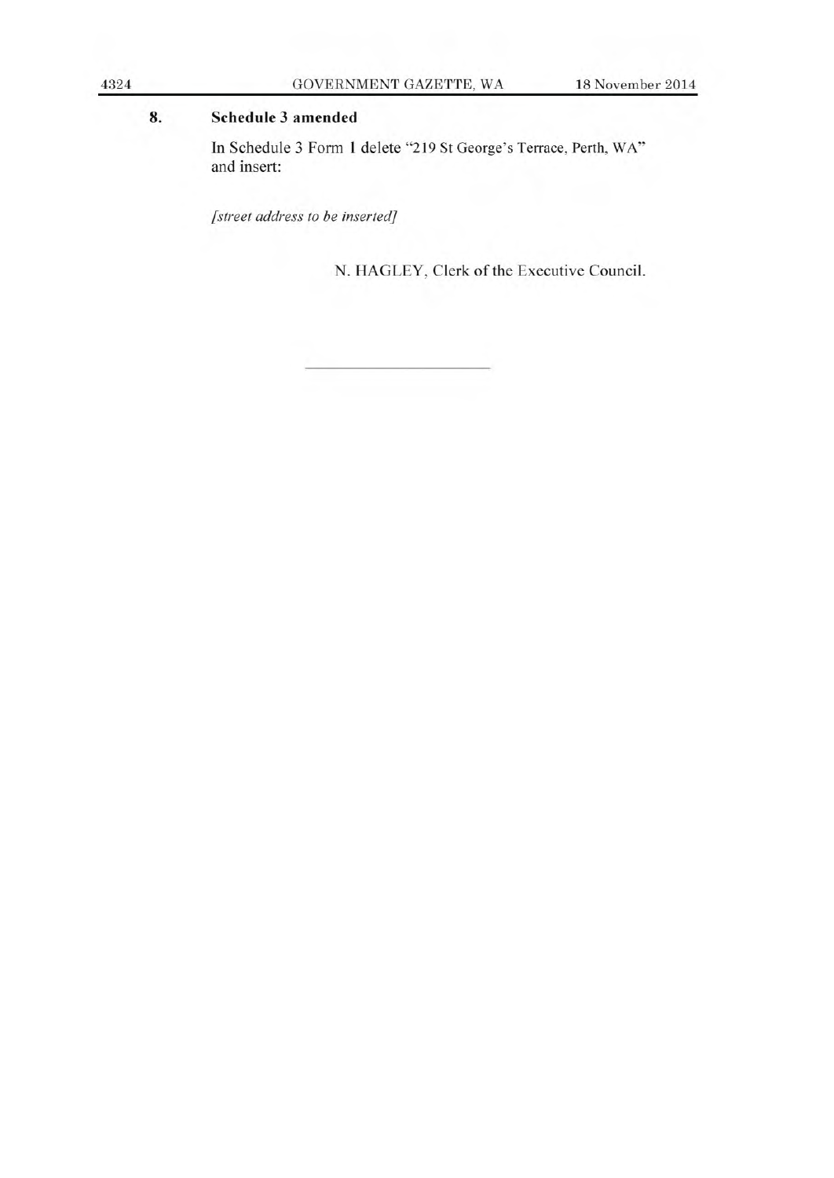## 8. Schedule 3 amended

In Schedule 3 Form 1 delete "219 St George's Terrace, Perth, WA" and insert:

*[street address to be inserted]*

N. HAGLEY, Clerk of the Executive Council.

---